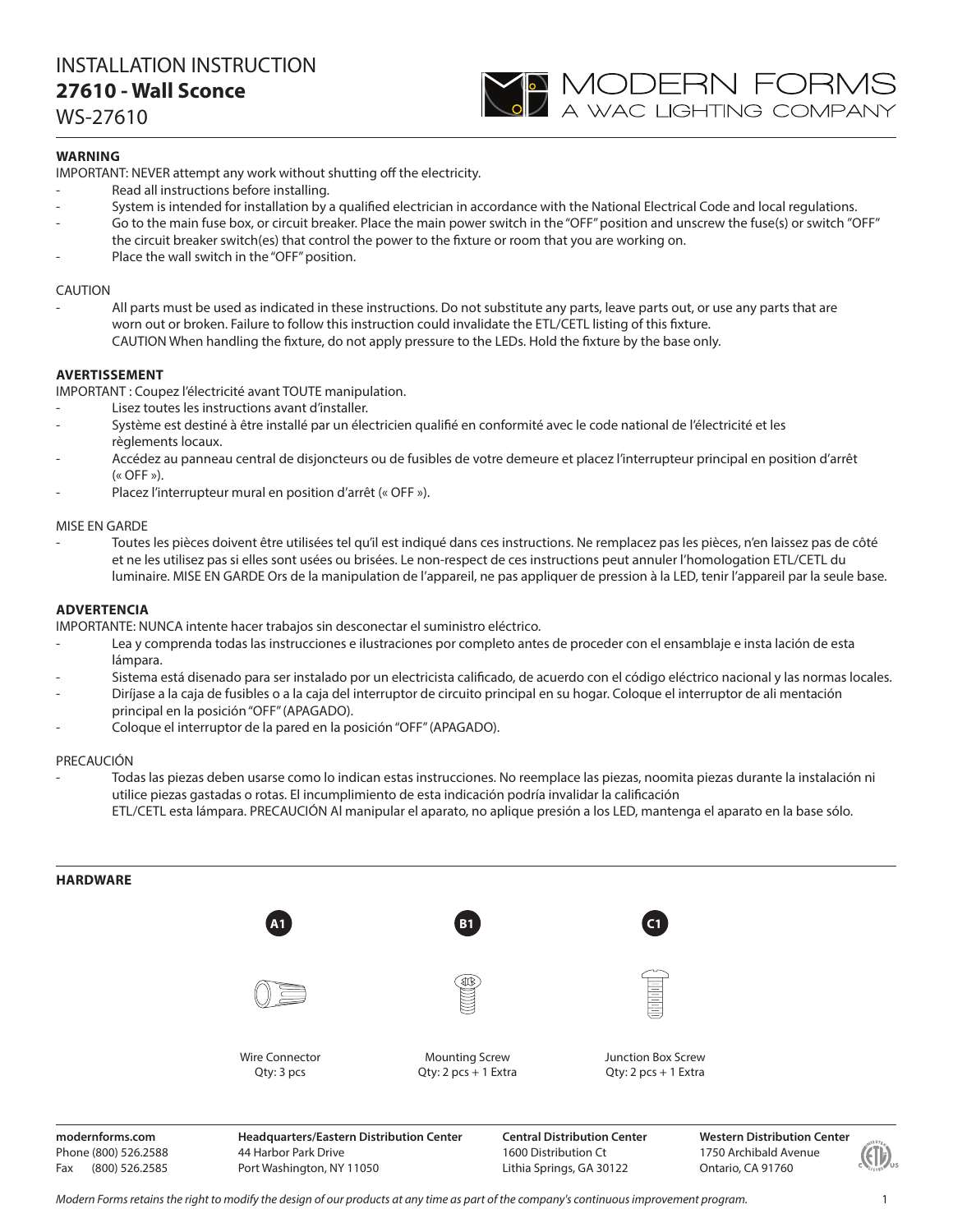# INSTALLATION INSTRUCTION

## 27610 - Wall Sconce

WS-27610

MODERN FORMS
A WAC LIGHTING COMPANY

**WARNING**

IMPORTANT: NEVER attempt any work without shutting off the electricity.

- Read all instructions before installing.
- System is intended for installation by a qualified electrician in accordance with the National Electrical Code and local regulations.
- Go to the main fuse box, or circuit breaker. Place the main power switch in the "OFF" position and unscrew the fuse(s) or switch "OFF" the circuit breaker switch(es) that control the power to the fixture or room that you are working on.
- Place the wall switch in the "OFF" position.

CAUTION

- All parts must be used as indicated in these instructions. Do not substitute any parts, leave parts out, or use any parts that are worn out or broken. Failure to follow this instruction could invalidate the ETL/CETL listing of this fixture.
  CAUTION When handling the fixture, do not apply pressure to the LEDs. Hold the fixture by the base only.

**AVERTISSEMENT**

IMPORTANT : Coupez l'électricité avant TOUTE manipulation.

- Lisez toutes les instructions avant d'installer.
- Système est destiné à être installé par un électricien qualifié en conformité avec le code national de l'électricité et les règlements locaux.
- Accédez au panneau central de disjoncteurs ou de fusibles de votre demeure et placez l'interrupteur principal en position d'arrêt (« OFF »).
- Placez l'interrupteur mural en position d'arrêt (« OFF »).

MISE EN GARDE

- Toutes les pièces doivent être utilisées tel qu'il est indiqué dans ces instructions. Ne remplacez pas les pièces, n'en laissez pas de côté et ne les utilisez pas si elles sont usées ou brisées. Le non-respect de ces instructions peut annuler l'homologation ETL/CETL du luminaire. MISE EN GARDE Ors de la manipulation de l'appareil, ne pas appliquer de pression à la LED, tenir l'appareil par la seule base.

**ADVERTENCIA**

IMPORTANTE: NUNCA intente hacer trabajos sin desconectar el suministro eléctrico.

- Lea y comprenda todas las instrucciones e ilustraciones por completo antes de proceder con el ensamblaje e insta lación de esta lámpara.
- Sistema está disenado para ser instalado por un electricista calificado, de acuerdo con el código eléctrico nacional y las normas locales.
- Diríjase a la caja de fusibles o a la caja del interruptor de circuito principal en su hogar. Coloque el interruptor de ali mentación principal en la posición "OFF" (APAGADO).
- Coloque el interruptor de la pared en la posición "OFF" (APAGADO).

PRECAUCIÓN

- Todas las piezas deben usarse como lo indican estas instrucciones. No reemplace las piezas, noomita piezas durante la instalación ni utilice piezas gastadas o rotas. El incumplimiento de esta indicación podría invalidar la calificación
  ETL/CETL esta lámpara. PRECAUCIÓN Al manipular el aparato, no aplique presión a los LED, mantenga el aparato en la base sólo.

**HARDWARE**

| A1 | B1 | C1 |
|---|---|---|
| Wire Connector<br>Qty: 3 pcs | Mounting Screw<br>Qty: 2 pcs + 1 Extra | Junction Box Screw<br>Qty: 2 pcs + 1 Extra |

**modernforms.com**
Phone (800) 526.2588
Fax (800) 526.2585

**Headquarters/Eastern Distribution Center**
44 Harbor Park Drive
Port Washington, NY 11050

**Central Distribution Center**
1600 Distribution Ct
Lithia Springs, GA 30122

**Western Distribution Center**
1750 Archibald Avenue
Ontario, CA 91760

*Modern Forms retains the right to modify the design of our products at any time as part of the company's continuous improvement program.*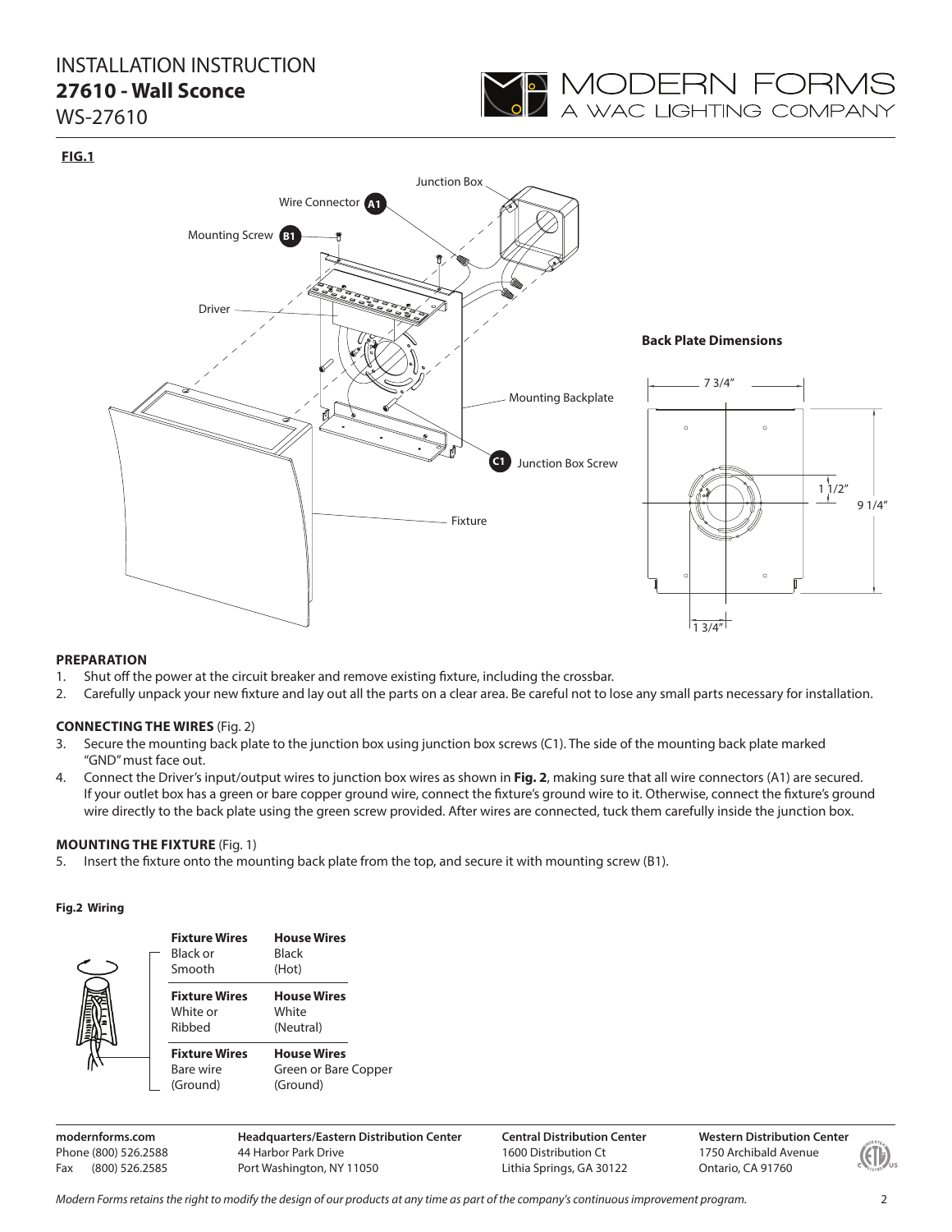INSTALLATION INSTRUCTION
**27610 - Wall Sconce**
WS-27610

MODERN FORMS
A WAC LIGHTING COMPANY

**FIG.1**

Junction Box
Wire Connector A1
Mounting Screw B1
Driver
Mounting Backplate
C1 Junction Box Screw
Fixture

**Back Plate Dimensions**

7 3/4"
1 1/2"
9 1/4"
1 3/4"

**PREPARATION**

1. Shut off the power at the circuit breaker and remove existing fixture, including the crossbar.
2. Carefully unpack your new fixture and lay out all the parts on a clear area. Be careful not to lose any small parts necessary for installation.

**CONNECTING THE WIRES** (Fig. 2)

3. Secure the mounting back plate to the junction box using junction box screws (C1). The side of the mounting back plate marked "GND" must face out.
4. Connect the Driver's input/output wires to junction box wires as shown in **Fig. 2**, making sure that all wire connectors (A1) are secured. If your outlet box has a green or bare copper ground wire, connect the fixture's ground wire to it. Otherwise, connect the fixture's ground wire directly to the back plate using the green screw provided. After wires are connected, tuck them carefully inside the junction box.

**MOUNTING THE FIXTURE** (Fig. 1)

5. Insert the fixture onto the mounting back plate from the top, and secure it with mounting screw (B1).

**Fig.2 Wiring**

| **Fixture Wires** | **House Wires** |
| --- | --- |
| Black or Smooth | Black (Hot) |
| **Fixture Wires** | **House Wires** |
| White or Ribbed | White (Neutral) |
| **Fixture Wires** | **House Wires** |
| Bare wire (Ground) | Green or Bare Copper (Ground) |

**modernforms.com**
Phone (800) 526.2588
Fax (800) 526.2585

**Headquarters/Eastern Distribution Center**
44 Harbor Park Drive
Port Washington, NY 11050

**Central Distribution Center**
1600 Distribution Ct
Lithia Springs, GA 30122

**Western Distribution Center**
1750 Archibald Avenue
Ontario, CA 91760

*Modern Forms retains the right to modify the design of our products at any time as part of the company's continuous improvement program.*